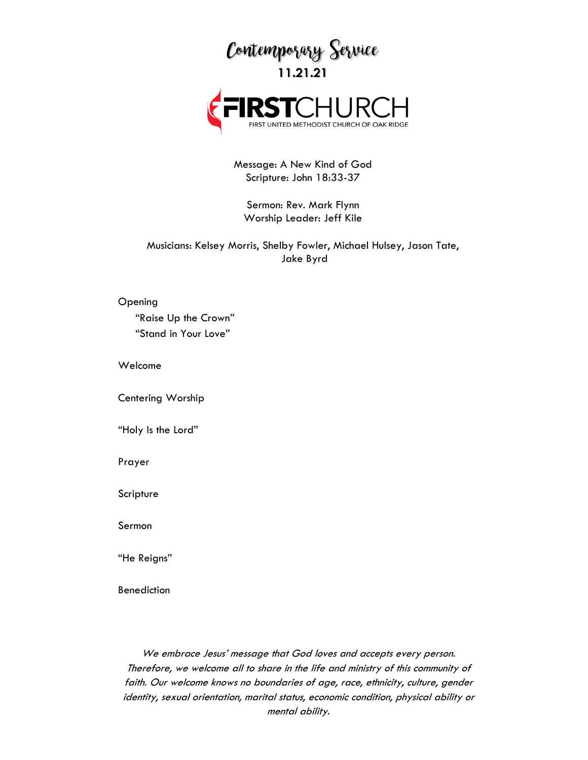# Contemporary Service

**11.21.21**

**FIRST**CHURCH

FIRST UNITED METHODIST CHURCH OF OAK RIDGE

Message: A New Kind of God
Scripture: John 18:33-37

Sermon: Rev. Mark Flynn
Worship Leader: Jeff Kile

Musicians: Kelsey Morris, Shelby Fowler, Michael Hulsey, Jason Tate, Jake Byrd

Opening
- "Raise Up the Crown"
- "Stand in Your Love"

Welcome

Centering Worship

"Holy Is the Lord"

Prayer

Scripture

Sermon

"He Reigns"

Benediction

*We embrace Jesus' message that God loves and accepts every person. Therefore, we welcome all to share in the life and ministry of this community of faith. Our welcome knows no boundaries of age, race, ethnicity, culture, gender identity, sexual orientation, marital status, economic condition, physical ability or mental ability.*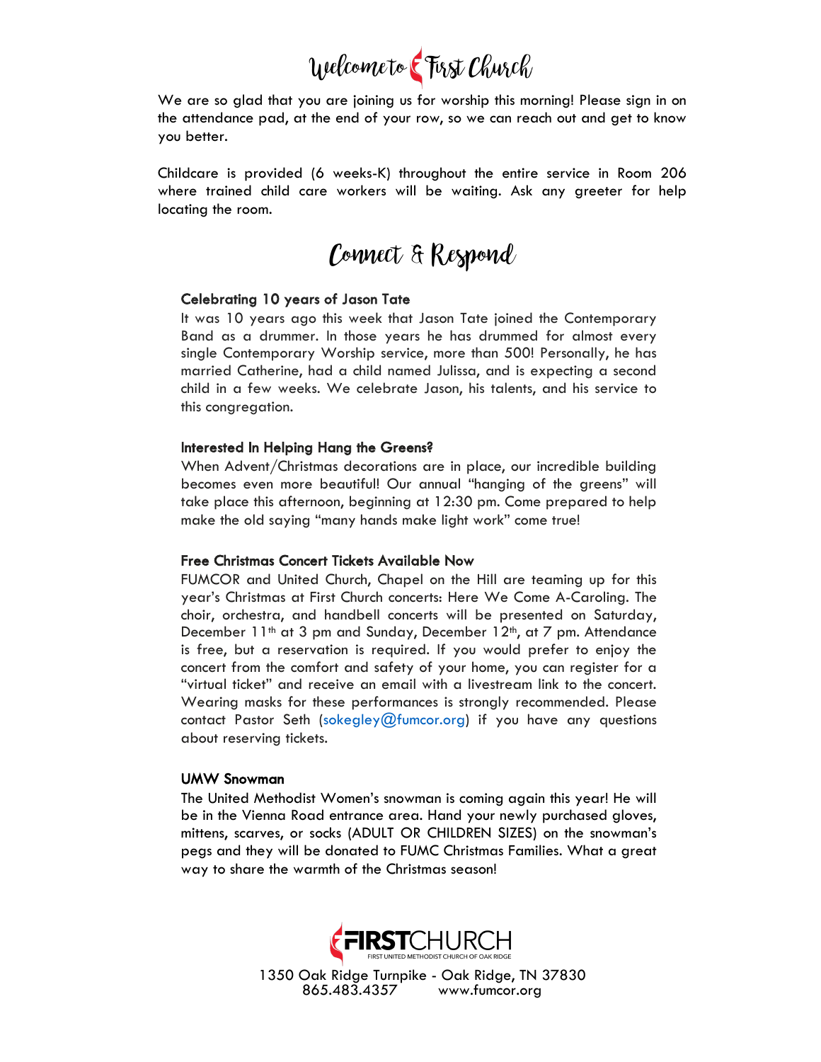# Welcome to First Church

We are so glad that you are joining us for worship this morning! Please sign in on the attendance pad, at the end of your row, so we can reach out and get to know you better.

Childcare is provided (6 weeks-K) throughout the entire service in Room 206 where trained child care workers will be waiting. Ask any greeter for help locating the room.

# Connect & Respond

### Celebrating 10 years of Jason Tate

It was 10 years ago this week that Jason Tate joined the Contemporary Band as a drummer. In those years he has drummed for almost every single Contemporary Worship service, more than 500! Personally, he has married Catherine, had a child named Julissa, and is expecting a second child in a few weeks. We celebrate Jason, his talents, and his service to this congregation.

### Interested In Helping Hang the Greens?

When Advent/Christmas decorations are in place, our incredible building becomes even more beautiful! Our annual "hanging of the greens" will take place this afternoon, beginning at 12:30 pm. Come prepared to help make the old saying "many hands make light work" come true!

### Free Christmas Concert Tickets Available Now

FUMCOR and United Church, Chapel on the Hill are teaming up for this year's Christmas at First Church concerts: Here We Come A-Caroling. The choir, orchestra, and handbell concerts will be presented on Saturday, December 11th at 3 pm and Sunday, December 12th, at 7 pm. Attendance is free, but a reservation is required. If you would prefer to enjoy the concert from the comfort and safety of your home, you can register for a "virtual ticket" and receive an email with a livestream link to the concert. Wearing masks for these performances is strongly recommended. Please contact Pastor Seth (sokegley@fumcor.org) if you have any questions about reserving tickets.

### UMW Snowman

The United Methodist Women's snowman is coming again this year! He will be in the Vienna Road entrance area. Hand your newly purchased gloves, mittens, scarves, or socks (ADULT OR CHILDREN SIZES) on the snowman's pegs and they will be donated to FUMC Christmas Families. What a great way to share the warmth of the Christmas season!

FIRSTCHURCH
FIRST UNITED METHODIST CHURCH OF OAK RIDGE

1350 Oak Ridge Turnpike - Oak Ridge, TN 37830
865.483.4357 www.fumcor.org